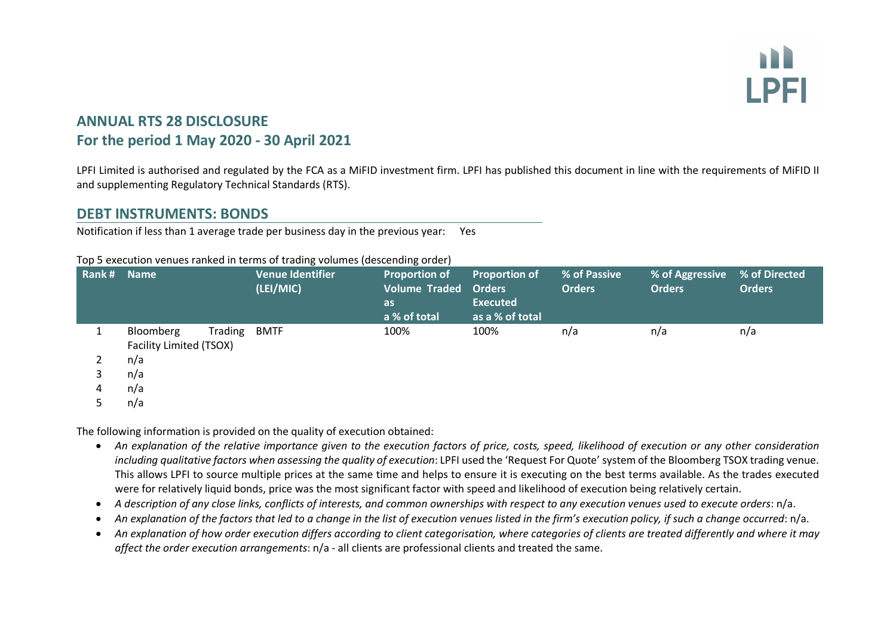# ANNUAL RTS 28 DISCLOSURE

## For the period 1 May 2020 - 30 April 2021

LPFI Limited is authorised and regulated by the FCA as a MiFID investment firm. LPFI has published this document in line with the requirements of MiFID II and supplementing Regulatory Technical Standards (RTS).

## DEBT INSTRUMENTS: BONDS

Notification if less than 1 average trade per business day in the previous year: Yes

Top 5 execution venues ranked in terms of trading volumes (descending order)

| Rank # | Name | Venue Identifier (LEI/MIC) | Proportion of Volume Traded as a % of total | Proportion of Orders Executed as a % of total | % of Passive Orders | % of Aggressive Orders | % of Directed Orders |
|---|---|---|---|---|---|---|---|
| 1 | Bloomberg Trading Facility Limited (TSOX) | BMTF | 100% | 100% | n/a | n/a | n/a |
| 2 | n/a | | | | | | |
| 3 | n/a | | | | | | |
| 4 | n/a | | | | | | |
| 5 | n/a | | | | | | |

The following information is provided on the quality of execution obtained:

- *An explanation of the relative importance given to the execution factors of price, costs, speed, likelihood of execution or any other consideration including qualitative factors when assessing the quality of execution*: LPFI used the 'Request For Quote' system of the Bloomberg TSOX trading venue. This allows LPFI to source multiple prices at the same time and helps to ensure it is executing on the best terms available. As the trades executed were for relatively liquid bonds, price was the most significant factor with speed and likelihood of execution being relatively certain.
- *A description of any close links, conflicts of interests, and common ownerships with respect to any execution venues used to execute orders*: n/a.
- *An explanation of the factors that led to a change in the list of execution venues listed in the firm's execution policy, if such a change occurred*: n/a.
- *An explanation of how order execution differs according to client categorisation, where categories of clients are treated differently and where it may affect the order execution arrangements*: n/a - all clients are professional clients and treated the same.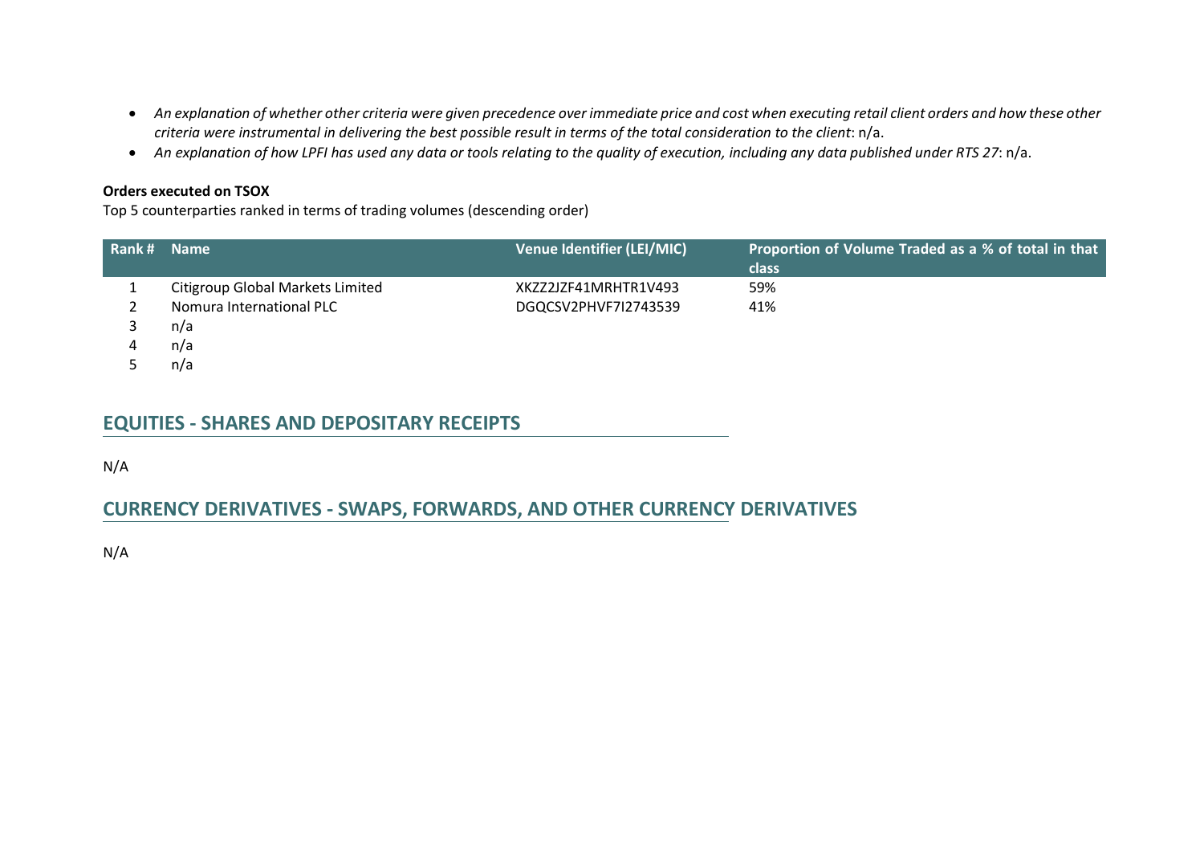- *An explanation of whether other criteria were given precedence over immediate price and cost when executing retail client orders and how these other criteria were instrumental in delivering the best possible result in terms of the total consideration to the client*: n/a.
- *An explanation of how LPFI has used any data or tools relating to the quality of execution, including any data published under RTS 27*: n/a.

**Orders executed on TSOX**

Top 5 counterparties ranked in terms of trading volumes (descending order)

| Rank # | Name | Venue Identifier (LEI/MIC) | Proportion of Volume Traded as a % of total in that class |
|---|---|---|---|
| 1 | Citigroup Global Markets Limited | XKZZ2JZF41MRHTR1V493 | 59% |
| 2 | Nomura International PLC | DGQCSV2PHVF7I2743539 | 41% |
| 3 | n/a | | |
| 4 | n/a | | |
| 5 | n/a | | |

## EQUITIES - SHARES AND DEPOSITARY RECEIPTS

N/A

## CURRENCY DERIVATIVES - SWAPS, FORWARDS, AND OTHER CURRENCY DERIVATIVES

N/A